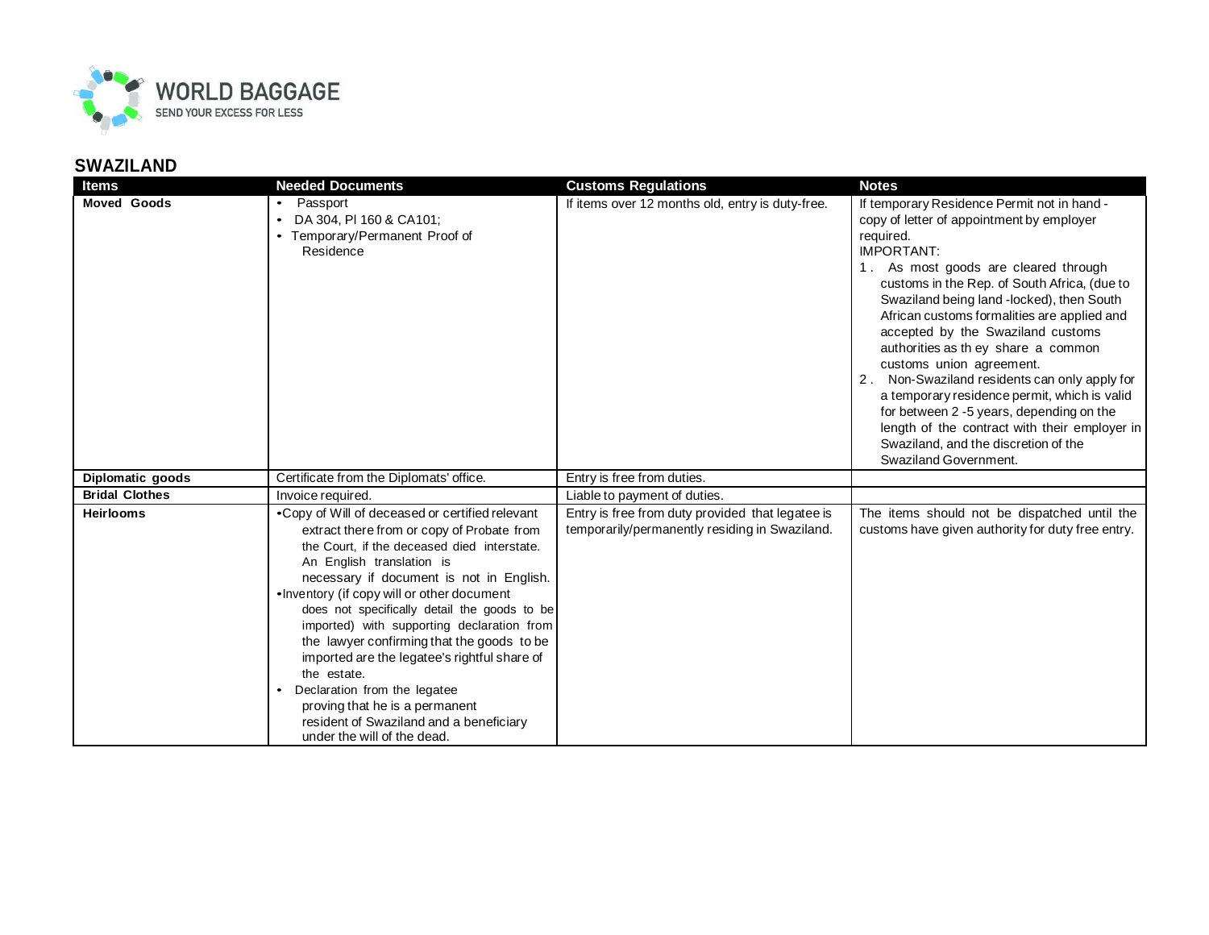WORLD BAGGAGE
SEND YOUR EXCESS FOR LESS

## SWAZILAND

| Items | Needed Documents | Customs Regulations | Notes |
|---|---|---|---|
| **Moved Goods** | • Passport<br>• DA 304, PI 160 & CA101;<br>• Temporary/Permanent Proof of Residence | If items over 12 months old, entry is duty-free. | If temporary Residence Permit not in hand - copy of letter of appointment by employer required.<br>IMPORTANT:<br>1. As most goods are cleared through customs in the Rep. of South Africa, (due to Swaziland being land -locked), then South African customs formalities are applied and accepted by the Swaziland customs authorities as th ey share a common customs union agreement.<br>2. Non-Swaziland residents can only apply for a temporary residence permit, which is valid for between 2 -5 years, depending on the length of the contract with their employer in Swaziland, and the discretion of the Swaziland Government. |
| **Diplomatic goods** | Certificate from the Diplomats' office. | Entry is free from duties. | |
| **Bridal Clothes** | Invoice required. | Liable to payment of duties. | |
| **Heirlooms** | •Copy of Will of deceased or certified relevant extract there from or copy of Probate from the Court, if the deceased died interstate. An English translation is necessary if document is not in English.<br>•Inventory (if copy will or other document does not specifically detail the goods to be imported) with supporting declaration from the lawyer confirming that the goods to be imported are the legatee's rightful share of the estate.<br>• Declaration from the legatee proving that he is a permanent resident of Swaziland and a beneficiary under the will of the dead. | Entry is free from duty provided that legatee is temporarily/permanently residing in Swaziland. | The items should not be dispatched until the customs have given authority for duty free entry. |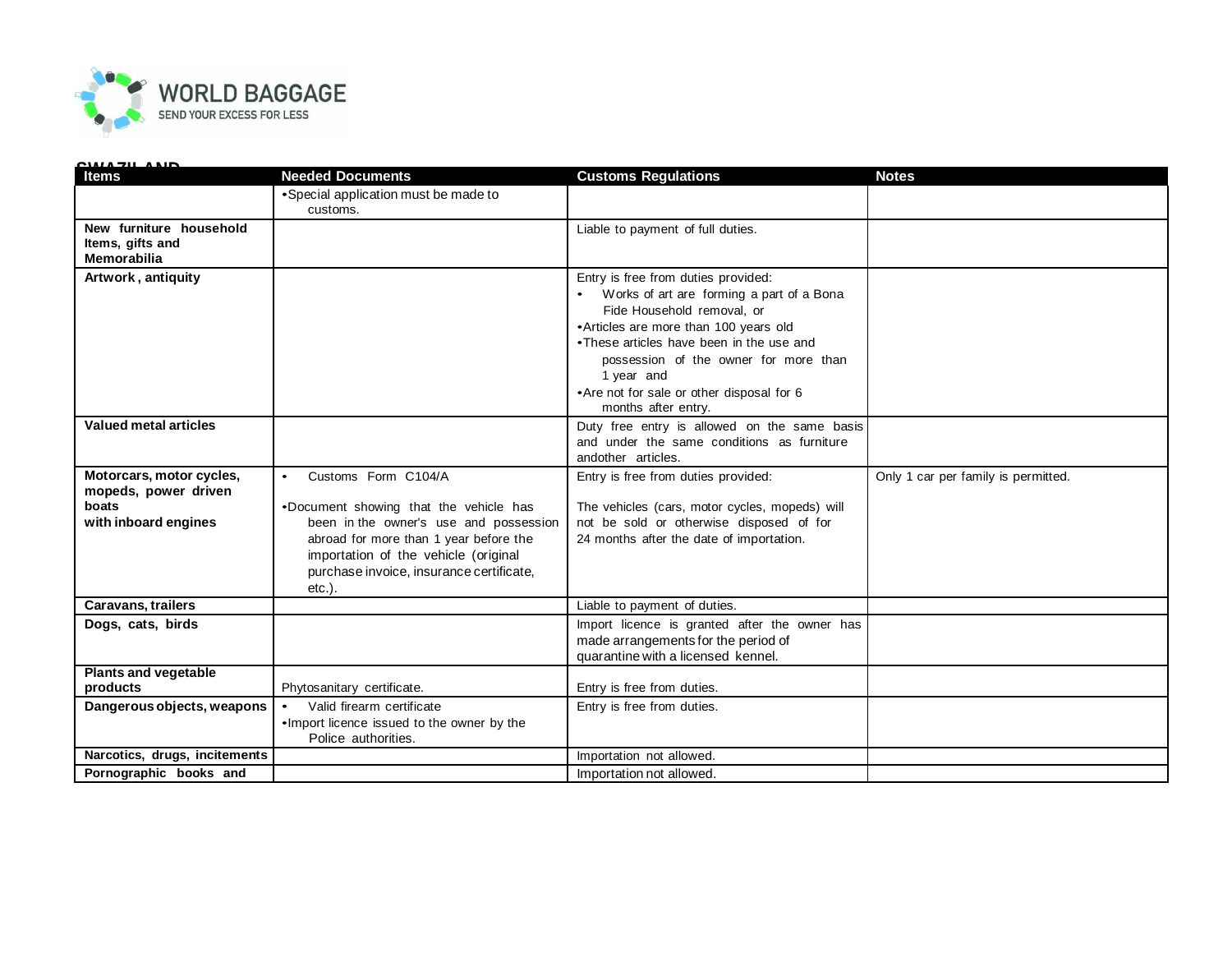SWAZILAND

| Items | Needed Documents | Customs Regulations | Notes |
|---|---|---|---|
| | • Special application must be made to customs. | | |
| **New furniture household Items, gifts and Memorabilia** | | Liable to payment of full duties. | |
| **Artwork , antiquity** | | Entry is free from duties provided:<br>• Works of art are forming a part of a Bona Fide Household removal, or<br>• Articles are more than 100 years old<br>• These articles have been in the use and possession of the owner for more than 1 year and<br>• Are not for sale or other disposal for 6 months after entry. | |
| **Valued metal articles** | | Duty free entry is allowed on the same basis and under the same conditions as furniture andother articles. | |
| **Motorcars, motor cycles, mopeds, power driven boats with inboard engines** | • Customs Form C104/A<br>• Document showing that the vehicle has been in the owner's use and possession abroad for more than 1 year before the importation of the vehicle (original purchase invoice, insurance certificate, etc.). | Entry is free from duties provided:<br>The vehicles (cars, motor cycles, mopeds) will not be sold or otherwise disposed of for 24 months after the date of importation. | Only 1 car per family is permitted. |
| **Caravans, trailers** | | Liable to payment of duties. | |
| **Dogs, cats, birds** | | Import licence is granted after the owner has made arrangements for the period of quarantine with a licensed kennel. | |
| **Plants and vegetable products** | Phytosanitary certificate. | Entry is free from duties. | |
| **Dangerous objects, weapons** | • Valid firearm certificate<br>• Import licence issued to the owner by the Police authorities. | Entry is free from duties. | |
| **Narcotics, drugs, incitements** | | Importation not allowed. | |
| **Pornographic books and** | | Importation not allowed. | |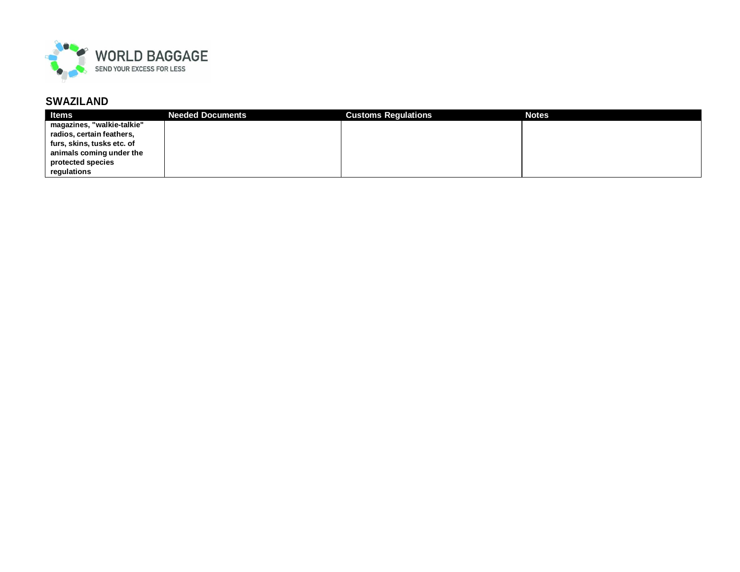## SWAZILAND

| Items | Needed Documents | Customs Regulations | Notes |
| --- | --- | --- | --- |
| **magazines, "walkie-talkie" radios, certain feathers, furs, skins, tusks etc. of animals coming under the protected species regulations** | | | |